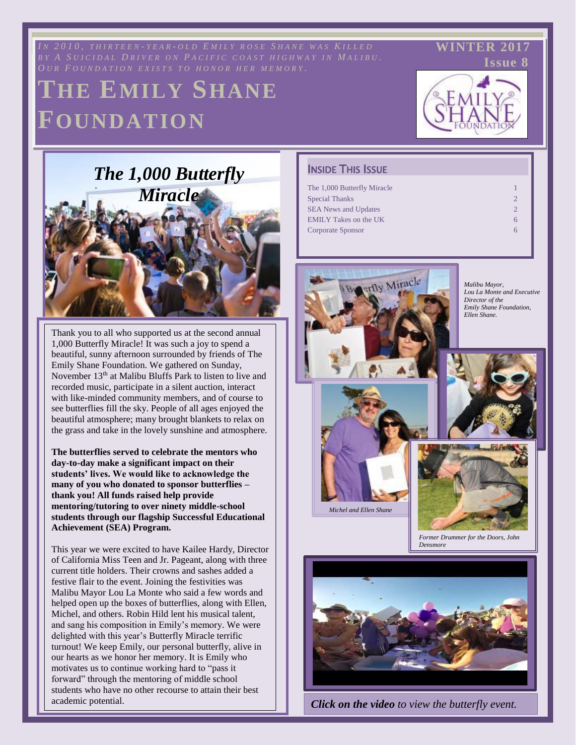*In 2010, thirteen-year-old Emily Rose Shane was killed by a suicidal driver on Pacific Coast Highway in Malibu. Our Foundation exists to honor her memory.*

# The Emily Shane Foundation

**WINTER 2017**
**Issue 8**

## The 1,000 Butterfly Miracle

Thank you to all who supported us at the second annual 1,000 Butterfly Miracle! It was such a joy to spend a beautiful, sunny afternoon surrounded by friends of The Emily Shane Foundation. We gathered on Sunday, November 13th at Malibu Bluffs Park to listen to live and recorded music, participate in a silent auction, interact with like-minded community members, and of course to see butterflies fill the sky. People of all ages enjoyed the beautiful atmosphere; many brought blankets to relax on the grass and take in the lovely sunshine and atmosphere.

**The butterflies served to celebrate the mentors who day-to-day make a significant impact on their students' lives. We would like to acknowledge the many of you who donated to sponsor butterflies – thank you! All funds raised help provide mentoring/tutoring to over ninety middle-school students through our flagship Successful Educational Achievement (SEA) Program.**

This year we were excited to have Kailee Hardy, Director of California Miss Teen and Jr. Pageant, along with three current title holders. Their crowns and sashes added a festive flair to the event. Joining the festivities was Malibu Mayor Lou La Monte who said a few words and helped open up the boxes of butterflies, along with Ellen, Michel, and others. Robin Hild lent his musical talent, and sang his composition in Emily's memory. We were delighted with this year's Butterfly Miracle terrific turnout! We keep Emily, our personal butterfly, alive in our hearts as we honor her memory. It is Emily who motivates us to continue working hard to "pass it forward" through the mentoring of middle school students who have no other recourse to attain their best academic potential.

## Inside This Issue

| | |
|---|---|
| The 1,000 Butterfly Miracle | 1 |
| Special Thanks | 2 |
| SEA News and Updates | 2 |
| EMILY Takes on the UK | 6 |
| Corporate Sponsor | 6 |

*Malibu Mayor, Lou La Monte and Executive Director of the Emily Shane Foundation, Ellen Shane.*

*Michel and Ellen Shane*

*Former Drummer for the Doors, John Densmore*

***Click on the video** to view the butterfly event.*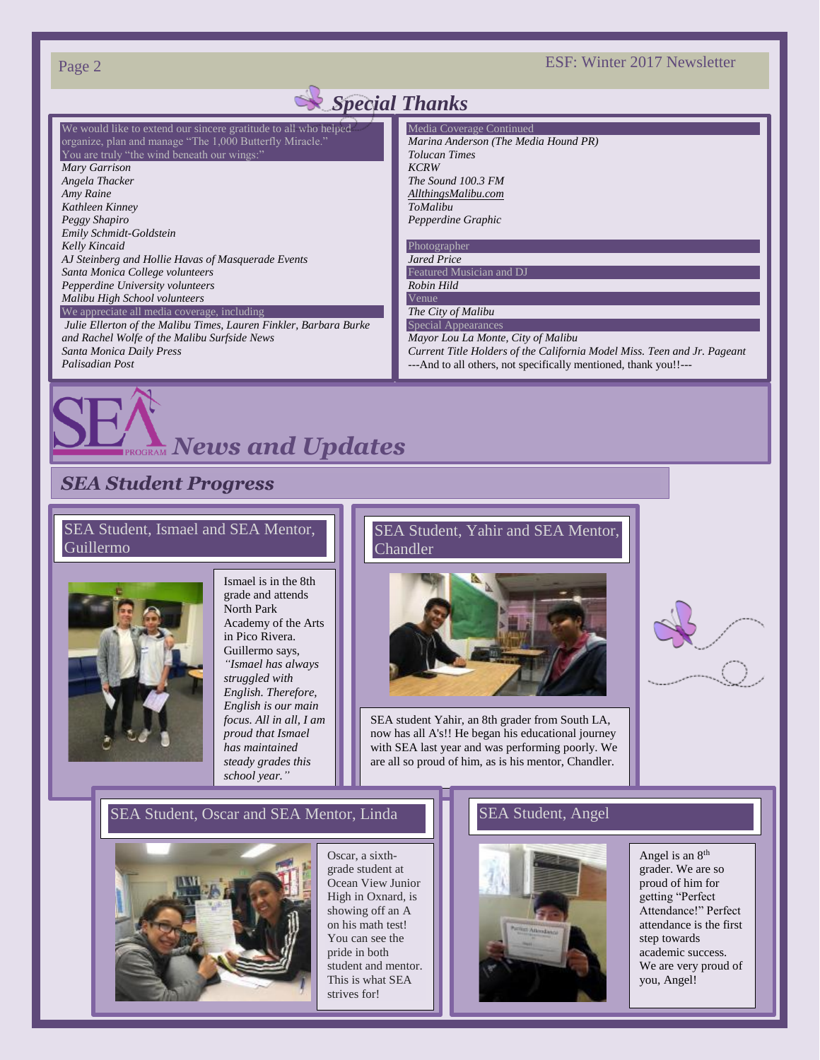# Special Thanks

We would like to extend our sincere gratitude to all who helped organize, plan and manage "The 1,000 Butterfly Miracle." You are truly "the wind beneath our wings:"

*Mary Garrison*
*Angela Thacker*
*Amy Raine*
*Kathleen Kinney*
*Peggy Shapiro*
*Emily Schmidt-Goldstein*
*Kelly Kincaid*
*AJ Steinberg and Hollie Havas of Masquerade Events*
*Santa Monica College volunteers*
*Pepperdine University volunteers*
*Malibu High School volunteers*

We appreciate all media coverage, including

*Julie Ellerton of the Malibu Times, Lauren Finkler, Barbara Burke and Rachel Wolfe of the Malibu Surfside News*
*Santa Monica Daily Press*
*Palisadian Post*

Media Coverage Continued

*Marina Anderson (The Media Hound PR)*
*Tolucan Times*
*KCRW*
*The Sound 100.3 FM*
*AllthingsMalibu.com*
*ToMalibu*
*Pepperdine Graphic*

Photographer

*Jared Price*

Featured Musician and DJ

*Robin Hild*

Venue

*The City of Malibu*

Special Appearances

*Mayor Lou La Monte, City of Malibu*
*Current Title Holders of the California Model Miss. Teen and Jr. Pageant*

---And to all others, not specifically mentioned, thank you!!---

# SEA News and Updates

## SEA Student Progress

### SEA Student, Ismael and SEA Mentor, Guillermo

Ismael is in the 8th grade and attends North Park Academy of the Arts in Pico Rivera. Guillermo says, *"Ismael has always struggled with English. Therefore, English is our main focus. All in all, I am proud that Ismael has maintained steady grades this school year."*

### SEA Student, Yahir and SEA Mentor, Chandler

SEA student Yahir, an 8th grader from South LA, now has all A's!! He began his educational journey with SEA last year and was performing poorly. We are all so proud of him, as is his mentor, Chandler.

### SEA Student, Oscar and SEA Mentor, Linda

Oscar, a sixth-grade student at Ocean View Junior High in Oxnard, is showing off an A on his math test! You can see the pride in both student and mentor. This is what SEA strives for!

### SEA Student, Angel

Angel is an 8th grader. We are so proud of him for getting "Perfect Attendance!" Perfect attendance is the first step towards academic success. We are very proud of you, Angel!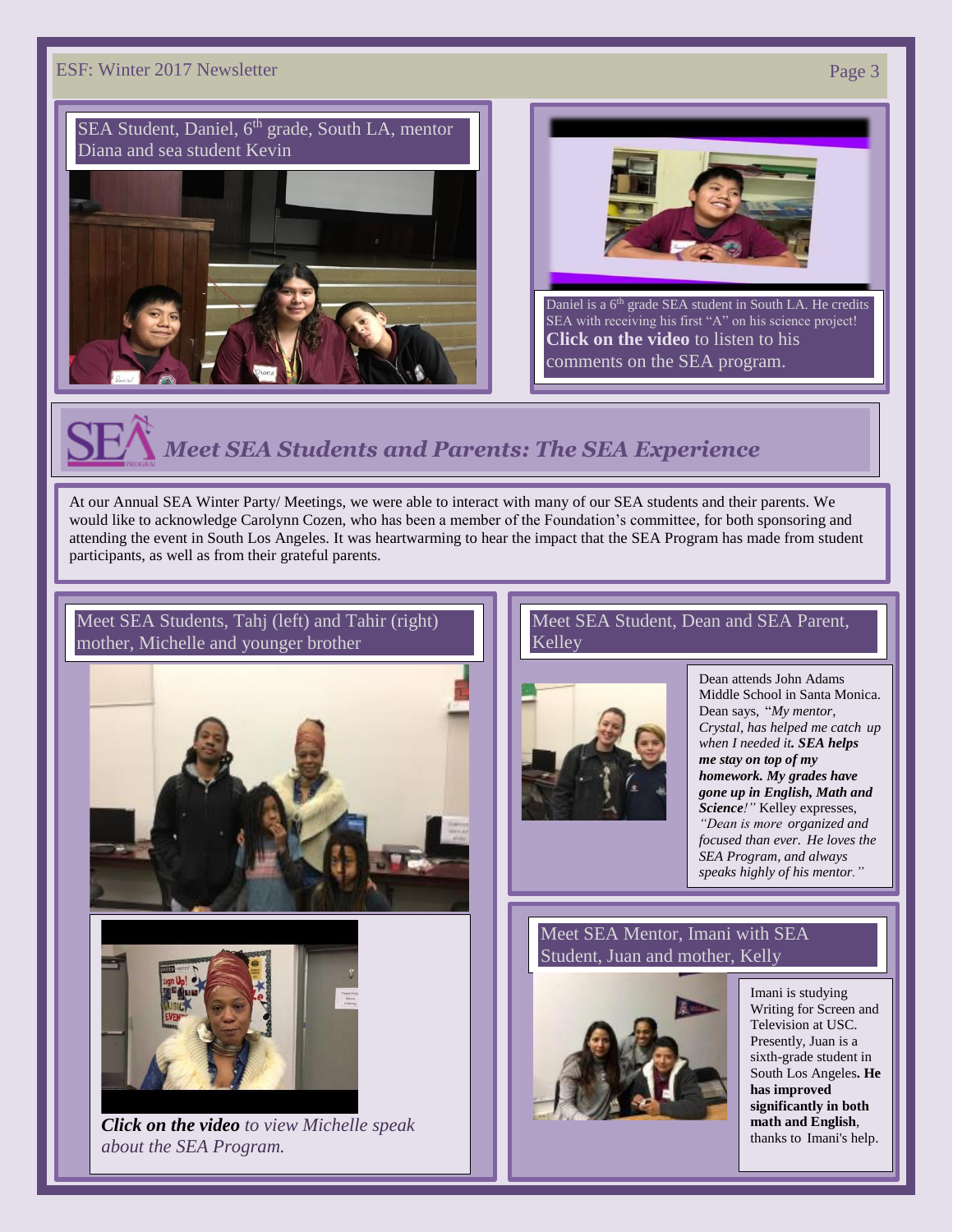SEA Student, Daniel, 6th grade, South LA, mentor Diana and sea student Kevin

Daniel is a 6th grade SEA student in South LA. He credits SEA with receiving his first "A" on his science project! **Click on the video** to listen to his comments on the SEA program.

## *Meet SEA Students and Parents: The SEA Experience*

At our Annual SEA Winter Party/ Meetings, we were able to interact with many of our SEA students and their parents. We would like to acknowledge Carolynn Cozen, who has been a member of the Foundation's committee, for both sponsoring and attending the event in South Los Angeles. It was heartwarming to hear the impact that the SEA Program has made from student participants, as well as from their grateful parents.

### Meet SEA Students, Tahj (left) and Tahir (right) mother, Michelle and younger brother

***Click on the video*** *to view Michelle speak about the SEA Program.*

### Meet SEA Student, Dean and SEA Parent, Kelley

Dean attends John Adams Middle School in Santa Monica. Dean says, "*My mentor, Crystal, has helped me catch up when I needed it. **SEA helps me stay on top of my homework. My grades have gone up in English, Math and Science**!"* Kelley expresses, *"Dean is more organized and focused than ever. He loves the SEA Program, and always speaks highly of his mentor."*

### Meet SEA Mentor, Imani with SEA Student, Juan and mother, Kelly

Imani is studying Writing for Screen and Television at USC. Presently, Juan is a sixth-grade student in South Los Angeles**. He has improved significantly in both math and English**, thanks to Imani's help.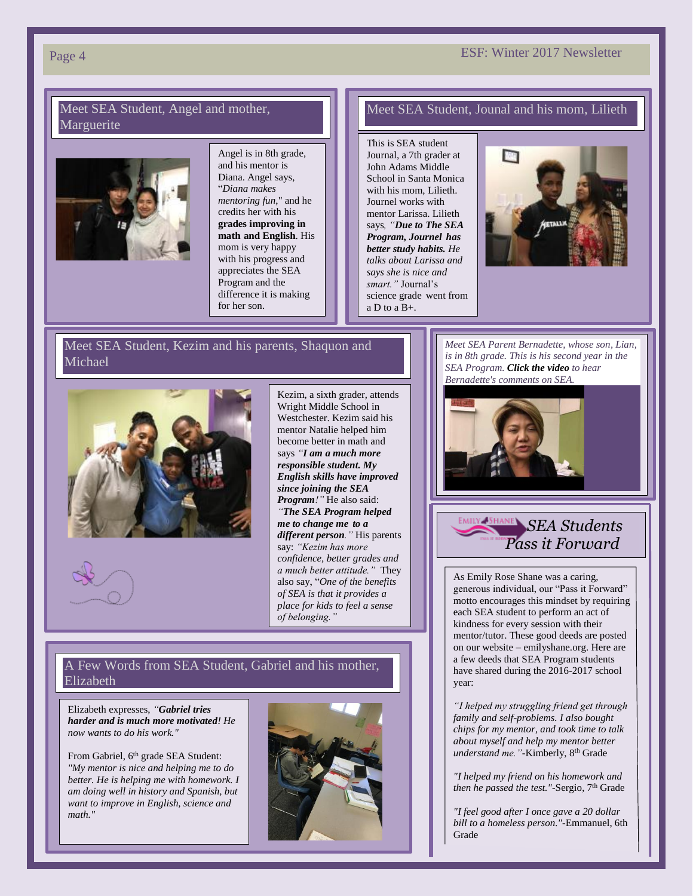## Meet SEA Student, Angel and mother, Marguerite

Angel is in 8th grade, and his mentor is Diana. Angel says, "*Diana makes mentoring fun*," and he credits her with his **grades improving in math and English**. His mom is very happy with his progress and appreciates the SEA Program and the difference it is making for her son.

## Meet SEA Student, Jounal and his mom, Lilieth

This is SEA student Journal, a 7th grader at John Adams Middle School in Santa Monica with his mom, Lilieth. Journel works with mentor Larissa. Lilieth says, *"**Due to The SEA Program, Journel has better study habits.** He talks about Larissa and says she is nice and smart."* Journal's science grade went from a D to a B+.

## Meet SEA Student, Kezim and his parents, Shaquon and Michael

Kezim, a sixth grader, attends Wright Middle School in Westchester. Kezim said his mentor Natalie helped him become better in math and says *"**I am a much more responsible student. My English skills have improved since joining the SEA Program**!"* He also said: *"**The SEA Program helped me to change me to a different person**."* His parents say: *"Kezim has more confidence, better grades and a much better attitude."* They also say, "*One of the benefits of SEA is that it provides a place for kids to feel a sense of belonging."*

*Meet SEA Parent Bernadette, whose son, Lian, is in 8th grade. This is his second year in the SEA Program. **Click the video** to hear Bernadette's comments on SEA.*

## A Few Words from SEA Student, Gabriel and his mother, Elizabeth

Elizabeth expresses, *"**Gabriel tries harder and is much more motivated**! He now wants to do his work."*

From Gabriel, 6th grade SEA Student: *"My mentor is nice and helping me to do better. He is helping me with homework. I am doing well in history and Spanish, but want to improve in English, science and math."*

## *SEA Students Pass it Forward*

As Emily Rose Shane was a caring, generous individual, our "Pass it Forward" motto encourages this mindset by requiring each SEA student to perform an act of kindness for every session with their mentor/tutor. These good deeds are posted on our website – emilyshane.org. Here are a few deeds that SEA Program students have shared during the 2016-2017 school year:

*"I helped my struggling friend get through family and self-problems. I also bought chips for my mentor, and took time to talk about myself and help my mentor better understand me."*-Kimberly, 8th Grade

*"I helped my friend on his homework and then he passed the test."*-Sergio, 7th Grade

*"I feel good after I once gave a 20 dollar bill to a homeless person."*-Emmanuel, 6th Grade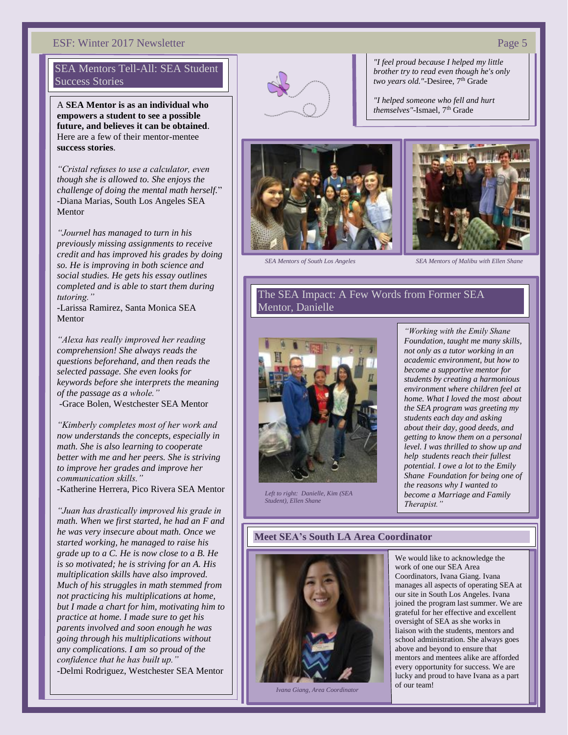## SEA Mentors Tell-All: SEA Student Success Stories

A **SEA Mentor is as an individual who empowers a student to see a possible future, and believes it can be obtained**. Here are a few of their mentor-mentee **success stories**.

*"Cristal refuses to use a calculator, even though she is allowed to. She enjoys the challenge of doing the mental math herself."* -Diana Marias, South Los Angeles SEA Mentor

*"Journel has managed to turn in his previously missing assignments to receive credit and has improved his grades by doing so. He is improving in both science and social studies. He gets his essay outlines completed and is able to start them during tutoring."*
-Larissa Ramirez, Santa Monica SEA Mentor

*"Alexa has really improved her reading comprehension! She always reads the questions beforehand, and then reads the selected passage. She even looks for keywords before she interprets the meaning of the passage as a whole."*
-Grace Bolen, Westchester SEA Mentor

*"Kimberly completes most of her work and now understands the concepts, especially in math. She is also learning to cooperate better with me and her peers. She is striving to improve her grades and improve her communication skills."*
-Katherine Herrera, Pico Rivera SEA Mentor

*"Juan has drastically improved his grade in math. When we first started, he had an F and he was very insecure about math. Once we started working, he managed to raise his grade up to a C. He is now close to a B. He is so motivated; he is striving for an A. His multiplication skills have also improved. Much of his struggles in math stemmed from not practicing his multiplications at home, but I made a chart for him, motivating him to practice at home. I made sure to get his parents involved and soon enough he was going through his multiplications without any complications. I am so proud of the confidence that he has built up."*
-Delmi Rodriguez, Westchester SEA Mentor

*"I feel proud because I helped my little brother try to read even though he's only two years old."*-Desiree, 7th Grade

*"I helped someone who fell and hurt themselves"*-Ismael, 7th Grade

*SEA Mentors of South Los Angeles*

*SEA Mentors of Malibu with Ellen Shane*

## The SEA Impact: A Few Words from Former SEA Mentor, Danielle

*Left to right: Danielle, Kim (SEA Student), Ellen Shane*

*"Working with the Emily Shane Foundation, taught me many skills, not only as a tutor working in an academic environment, but how to become a supportive mentor for students by creating a harmonious environment where children feel at home. What I loved the most about the SEA program was greeting my students each day and asking about their day, good deeds, and getting to know them on a personal level. I was thrilled to show up and help students reach their fullest potential. I owe a lot to the Emily Shane Foundation for being one of the reasons why I wanted to become a Marriage and Family Therapist."*

## Meet SEA's South LA Area Coordinator

*Ivana Giang, Area Coordinator*

We would like to acknowledge the work of one our SEA Area Coordinators, Ivana Giang. Ivana manages all aspects of operating SEA at our site in South Los Angeles. Ivana joined the program last summer. We are grateful for her effective and excellent oversight of SEA as she works in liaison with the students, mentors and school administration. She always goes above and beyond to ensure that mentors and mentees alike are afforded every opportunity for success. We are lucky and proud to have Ivana as a part of our team!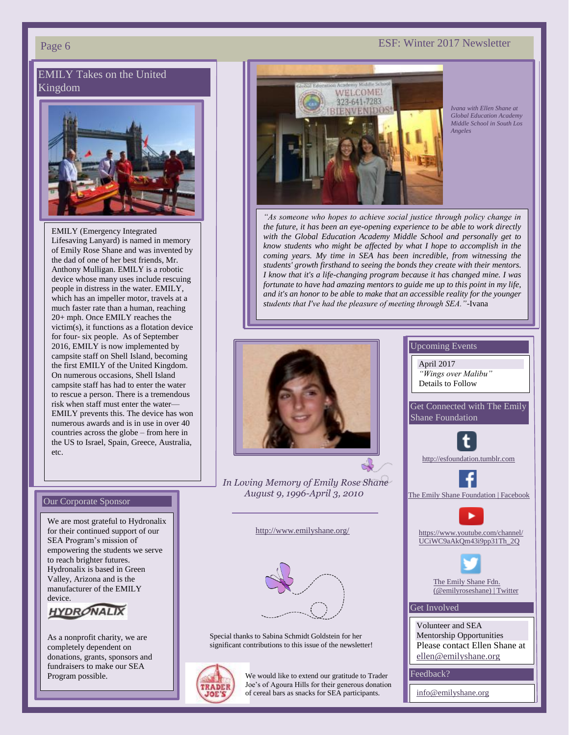## EMILY Takes on the United Kingdom

EMILY (Emergency Integrated Lifesaving Lanyard) is named in memory of Emily Rose Shane and was invented by the dad of one of her best friends, Mr. Anthony Mulligan. EMILY is a robotic device whose many uses include rescuing people in distress in the water. EMILY, which has an impeller motor, travels at a much faster rate than a human, reaching 20+ mph. Once EMILY reaches the victim(s), it functions as a flotation device for four- six people. As of September 2016, EMILY is now implemented by campsite staff on Shell Island, becoming the first EMILY of the United Kingdom. On numerous occasions, Shell Island campsite staff has had to enter the water to rescue a person. There is a tremendous risk when staff must enter the water—EMILY prevents this. The device has won numerous awards and is in use in over 40 countries across the globe – from here in the US to Israel, Spain, Greece, Australia, etc.

## Our Corporate Sponsor

We are most grateful to Hydronalix for their continued support of our SEA Program's mission of empowering the students we serve to reach brighter futures. Hydronalix is based in Green Valley, Arizona and is the manufacturer of the EMILY device.

HYDRONALIX

As a nonprofit charity, we are completely dependent on donations, grants, sponsors and fundraisers to make our SEA Program possible.

*Ivana with Ellen Shane at Global Education Academy Middle School in South Los Angeles*

*"As someone who hopes to achieve social justice through policy change in the future, it has been an eye-opening experience to be able to work directly with the Global Education Academy Middle School and personally get to know students who might be affected by what I hope to accomplish in the coming years. My time in SEA has been incredible, from witnessing the students' growth firsthand to seeing the bonds they create with their mentors. I know that it's a life-changing program because it has changed mine. I was fortunate to have had amazing mentors to guide me up to this point in my life, and it's an honor to be able to make that an accessible reality for the younger students that I've had the pleasure of meeting through SEA."*-Ivana

*In Loving Memory of Emily Rose Shane*
*August 9, 1996-April 3, 2010*

http://www.emilyshane.org/

Special thanks to Sabina Schmidt Goldstein for her significant contributions to this issue of the newsletter!

We would like to extend our gratitude to Trader Joe's of Agoura Hills for their generous donation of cereal bars as snacks for SEA participants.

## Upcoming Events

April 2017
*"Wings over Malibu"*
Details to Follow

## Get Connected with The Emily Shane Foundation

http://esfoundation.tumblr.com

The Emily Shane Foundation | Facebook

https://www.youtube.com/channel/UCiWC9aAkQm43i9pp31Th_2Q

The Emily Shane Fdn. (@emilyroseshane) | Twitter

## Get Involved

Volunteer and SEA Mentorship Opportunities
Please contact Ellen Shane at ellen@emilyshane.org

## Feedback?

info@emilyshane.org